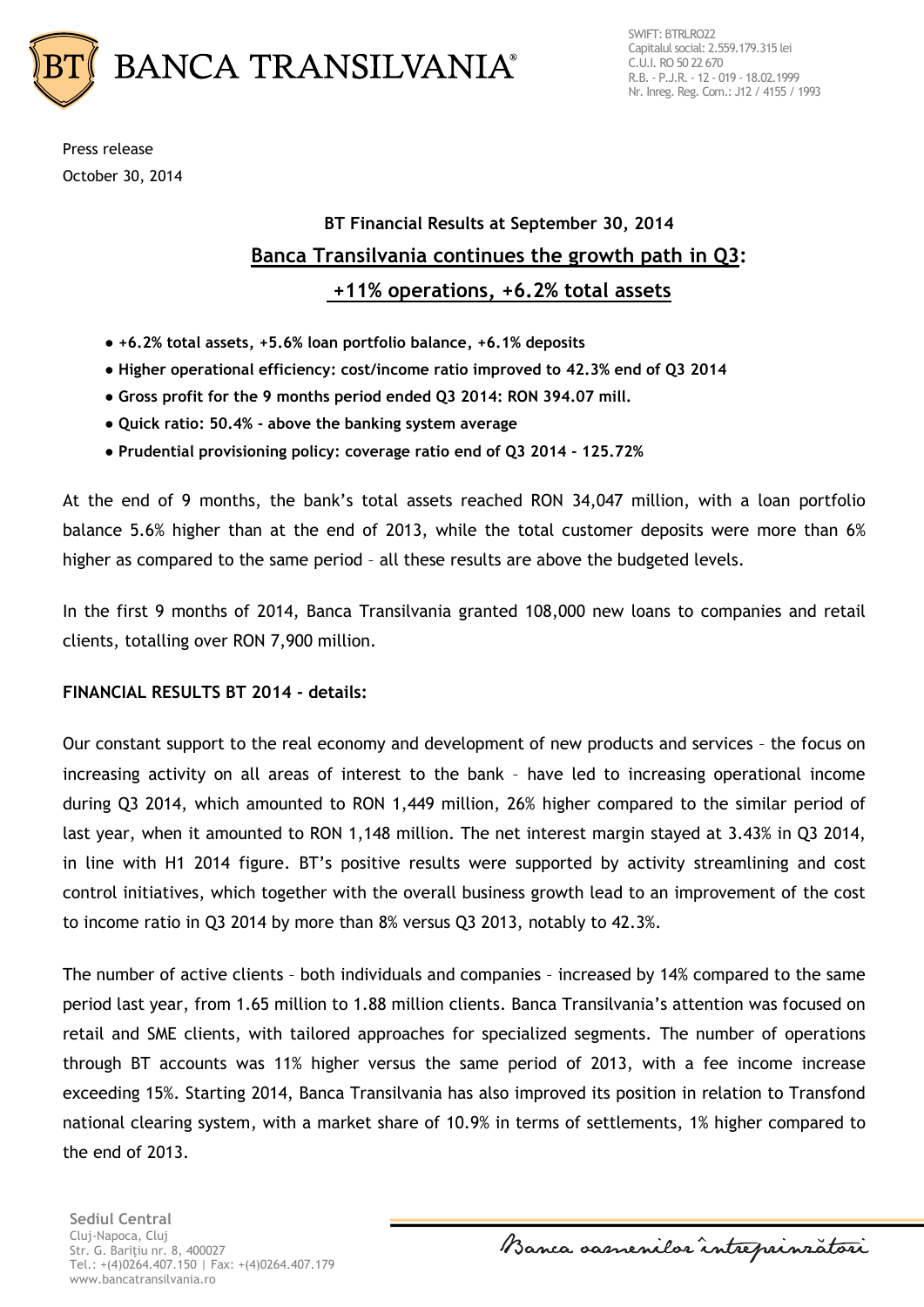Press release
October 30, 2014

## BT Financial Results at September 30, 2014

## Banca Transilvania continues the growth path in Q3: +11% operations, +6.2% total assets

- **+6.2% total assets, +5.6% loan portfolio balance, +6.1% deposits**
- **Higher operational efficiency: cost/income ratio improved to 42.3% end of Q3 2014**
- **Gross profit for the 9 months period ended Q3 2014: RON 394.07 mill.**
- **Quick ratio: 50.4% - above the banking system average**
- **Prudential provisioning policy: coverage ratio end of Q3 2014 - 125.72%**

At the end of 9 months, the bank's total assets reached RON 34,047 million, with a loan portfolio balance 5.6% higher than at the end of 2013, while the total customer deposits were more than 6% higher as compared to the same period – all these results are above the budgeted levels.

In the first 9 months of 2014, Banca Transilvania granted 108,000 new loans to companies and retail clients, totalling over RON 7,900 million.

**FINANCIAL RESULTS BT 2014 - details:**

Our constant support to the real economy and development of new products and services – the focus on increasing activity on all areas of interest to the bank – have led to increasing operational income during Q3 2014, which amounted to RON 1,449 million, 26% higher compared to the similar period of last year, when it amounted to RON 1,148 million. The net interest margin stayed at 3.43% in Q3 2014, in line with H1 2014 figure. BT's positive results were supported by activity streamlining and cost control initiatives, which together with the overall business growth lead to an improvement of the cost to income ratio in Q3 2014 by more than 8% versus Q3 2013, notably to 42.3%.

The number of active clients – both individuals and companies – increased by 14% compared to the same period last year, from 1.65 million to 1.88 million clients. Banca Transilvania's attention was focused on retail and SME clients, with tailored approaches for specialized segments. The number of operations through BT accounts was 11% higher versus the same period of 2013, with a fee income increase exceeding 15%. Starting 2014, Banca Transilvania has also improved its position in relation to Transfond national clearing system, with a market share of 10.9% in terms of settlements, 1% higher compared to the end of 2013.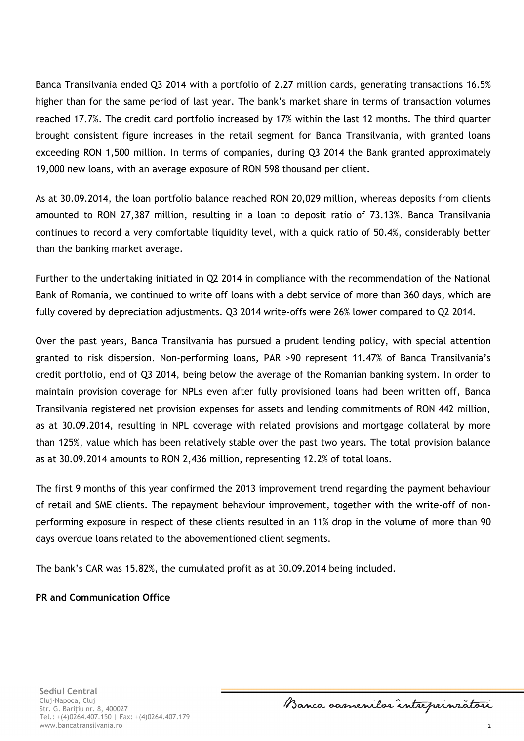Banca Transilvania ended Q3 2014 with a portfolio of 2.27 million cards, generating transactions 16.5% higher than for the same period of last year. The bank's market share in terms of transaction volumes reached 17.7%. The credit card portfolio increased by 17% within the last 12 months. The third quarter brought consistent figure increases in the retail segment for Banca Transilvania, with granted loans exceeding RON 1,500 million. In terms of companies, during Q3 2014 the Bank granted approximately 19,000 new loans, with an average exposure of RON 598 thousand per client.

As at 30.09.2014, the loan portfolio balance reached RON 20,029 million, whereas deposits from clients amounted to RON 27,387 million, resulting in a loan to deposit ratio of 73.13%. Banca Transilvania continues to record a very comfortable liquidity level, with a quick ratio of 50.4%, considerably better than the banking market average.

Further to the undertaking initiated in Q2 2014 in compliance with the recommendation of the National Bank of Romania, we continued to write off loans with a debt service of more than 360 days, which are fully covered by depreciation adjustments. Q3 2014 write-offs were 26% lower compared to Q2 2014.

Over the past years, Banca Transilvania has pursued a prudent lending policy, with special attention granted to risk dispersion. Non-performing loans, PAR >90 represent 11.47% of Banca Transilvania's credit portfolio, end of Q3 2014, being below the average of the Romanian banking system. In order to maintain provision coverage for NPLs even after fully provisioned loans had been written off, Banca Transilvania registered net provision expenses for assets and lending commitments of RON 442 million, as at 30.09.2014, resulting in NPL coverage with related provisions and mortgage collateral by more than 125%, value which has been relatively stable over the past two years. The total provision balance as at 30.09.2014 amounts to RON 2,436 million, representing 12.2% of total loans.

The first 9 months of this year confirmed the 2013 improvement trend regarding the payment behaviour of retail and SME clients. The repayment behaviour improvement, together with the write-off of non-performing exposure in respect of these clients resulted in an 11% drop in the volume of more than 90 days overdue loans related to the abovementioned client segments.

The bank's CAR was 15.82%, the cumulated profit as at 30.09.2014 being included.

**PR and Communication Office**